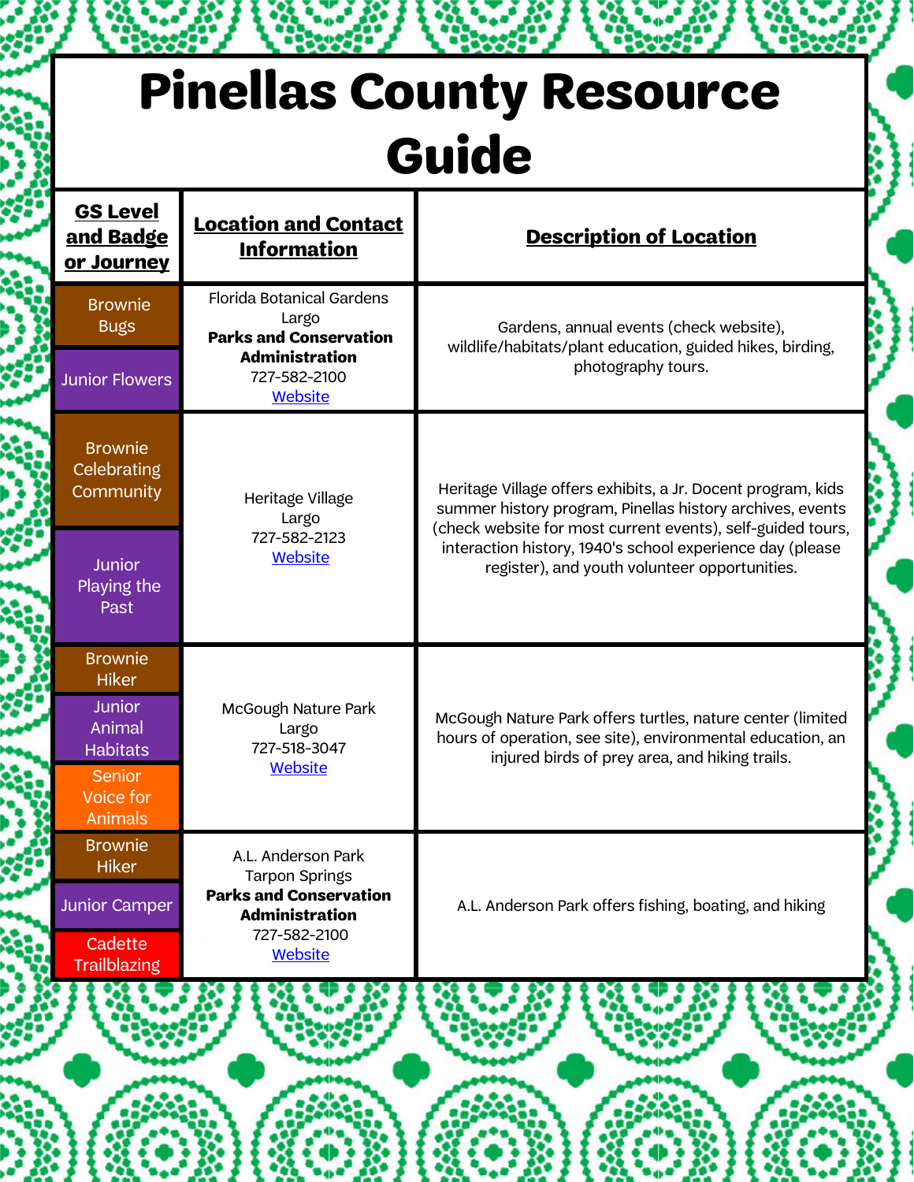# Pinellas County Resource Guide

| GS Level and Badge or Journey | Location and Contact Information | Description of Location |
|---|---|---|
| Brownie Bugs<br>Junior Flowers | Florida Botanical Gardens<br>Largo<br>**Parks and Conservation Administration**<br>727-582-2100<br>Website | Gardens, annual events (check website), wildlife/habitats/plant education, guided hikes, birding, photography tours. |
| Brownie Celebrating Community<br>Junior Playing the Past | Heritage Village<br>Largo<br>727-582-2123<br>Website | Heritage Village offers exhibits, a Jr. Docent program, kids summer history program, Pinellas history archives, events (check website for most current events), self-guided tours, interaction history, 1940's school experience day (please register), and youth volunteer opportunities. |
| Brownie Hiker<br>Junior Animal Habitats<br>Senior Voice for Animals | McGough Nature Park<br>Largo<br>727-518-3047<br>Website | McGough Nature Park offers turtles, nature center (limited hours of operation, see site), environmental education, an injured birds of prey area, and hiking trails. |
| Brownie Hiker<br>Junior Camper<br>Cadette Trailblazing | A.L. Anderson Park<br>Tarpon Springs<br>**Parks and Conservation Administration**<br>727-582-2100<br>Website | A.L. Anderson Park offers fishing, boating, and hiking |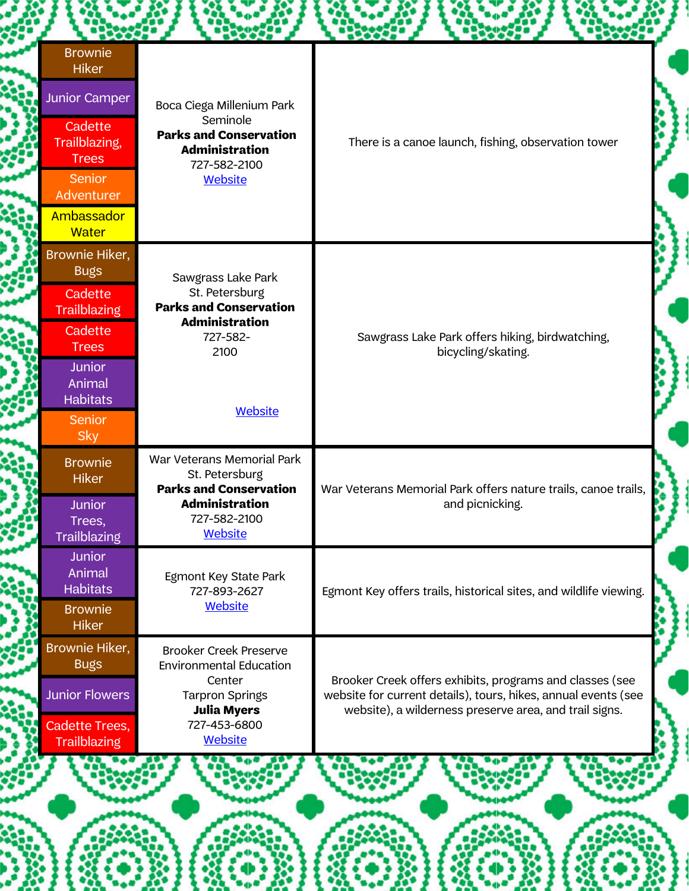| Badges | Location | Description |
| --- | --- | --- |
| Brownie Hiker<br>Junior Camper<br>Cadette Trailblazing, Trees<br>Senior Adventurer<br>Ambassador Water | Boca Ciega Millenium Park<br>Seminole<br>**Parks and Conservation Administration**<br>727-582-2100<br>[Website] | There is a canoe launch, fishing, observation tower |
| Brownie Hiker, Bugs<br>Cadette Trailblazing<br>Cadette Trees<br>Junior Animal Habitats<br>Senior Sky | Sawgrass Lake Park<br>St. Petersburg<br>**Parks and Conservation Administration**<br>727-582-2100<br>[Website] | Sawgrass Lake Park offers hiking, birdwatching, bicycling/skating. |
| Brownie Hiker<br>Junior Trees, Trailblazing | War Veterans Memorial Park<br>St. Petersburg<br>**Parks and Conservation Administration**<br>727-582-2100<br>[Website] | War Veterans Memorial Park offers nature trails, canoe trails, and picnicking. |
| Junior Animal Habitats<br>Brownie Hiker | Egmont Key State Park<br>727-893-2627<br>[Website] | Egmont Key offers trails, historical sites, and wildlife viewing. |
| Brownie Hiker, Bugs<br>Junior Flowers<br>Cadette Trees, Trailblazing | Brooker Creek Preserve Environmental Education Center<br>Tarpron Springs<br>**Julia Myers**<br>727-453-6800<br>[Website] | Brooker Creek offers exhibits, programs and classes (see website for current details), tours, hikes, annual events (see website), a wilderness preserve area, and trail signs. |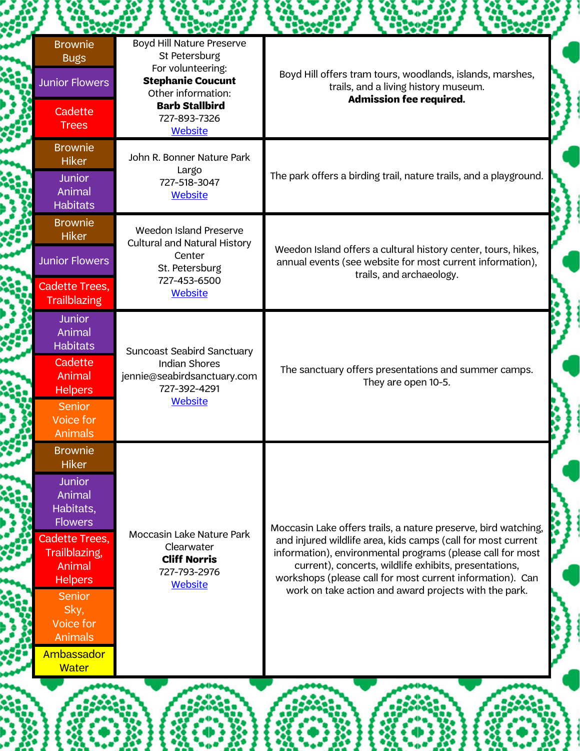| Badges | Location | Description |
|---|---|---|
| Brownie Bugs<br>Junior Flowers<br>Cadette Trees | Boyd Hill Nature Preserve<br>St Petersburg<br>For volunteering:<br>**Stephanie Coucunt**<br>Other information:<br>**Barb Stallbird**<br>727-893-7326<br>Website | Boyd Hill offers tram tours, woodlands, islands, marshes, trails, and a living history museum.<br>**Admission fee required.** |
| Brownie Hiker<br>Junior Animal Habitats | John R. Bonner Nature Park<br>Largo<br>727-518-3047<br>Website | The park offers a birding trail, nature trails, and a playground. |
| Brownie Hiker<br>Junior Flowers<br>Cadette Trees, Trailblazing | Weedon Island Preserve Cultural and Natural History Center<br>St. Petersburg<br>727-453-6500<br>Website | Weedon Island offers a cultural history center, tours, hikes, annual events (see website for most current information), trails, and archaeology. |
| Junior Animal Habitats<br>Cadette Animal Helpers<br>Senior Voice for Animals | Suncoast Seabird Sanctuary<br>Indian Shores<br>jennie@seabirdsanctuary.com<br>727-392-4291<br>Website | The sanctuary offers presentations and summer camps. They are open 10-5. |
| Brownie Hiker<br>Junior Animal Habitats, Flowers<br>Cadette Trees, Trailblazing, Animal Helpers<br>Senior Sky, Voice for Animals<br>Ambassador Water | Moccasin Lake Nature Park<br>Clearwater<br>**Cliff Norris**<br>727-793-2976<br>Website | Moccasin Lake offers trails, a nature preserve, bird watching, and injured wildlife area, kids camps (call for most current information), environmental programs (please call for most current), concerts, wildlife exhibits, presentations, workshops (please call for most current information). Can work on take action and award projects with the park. |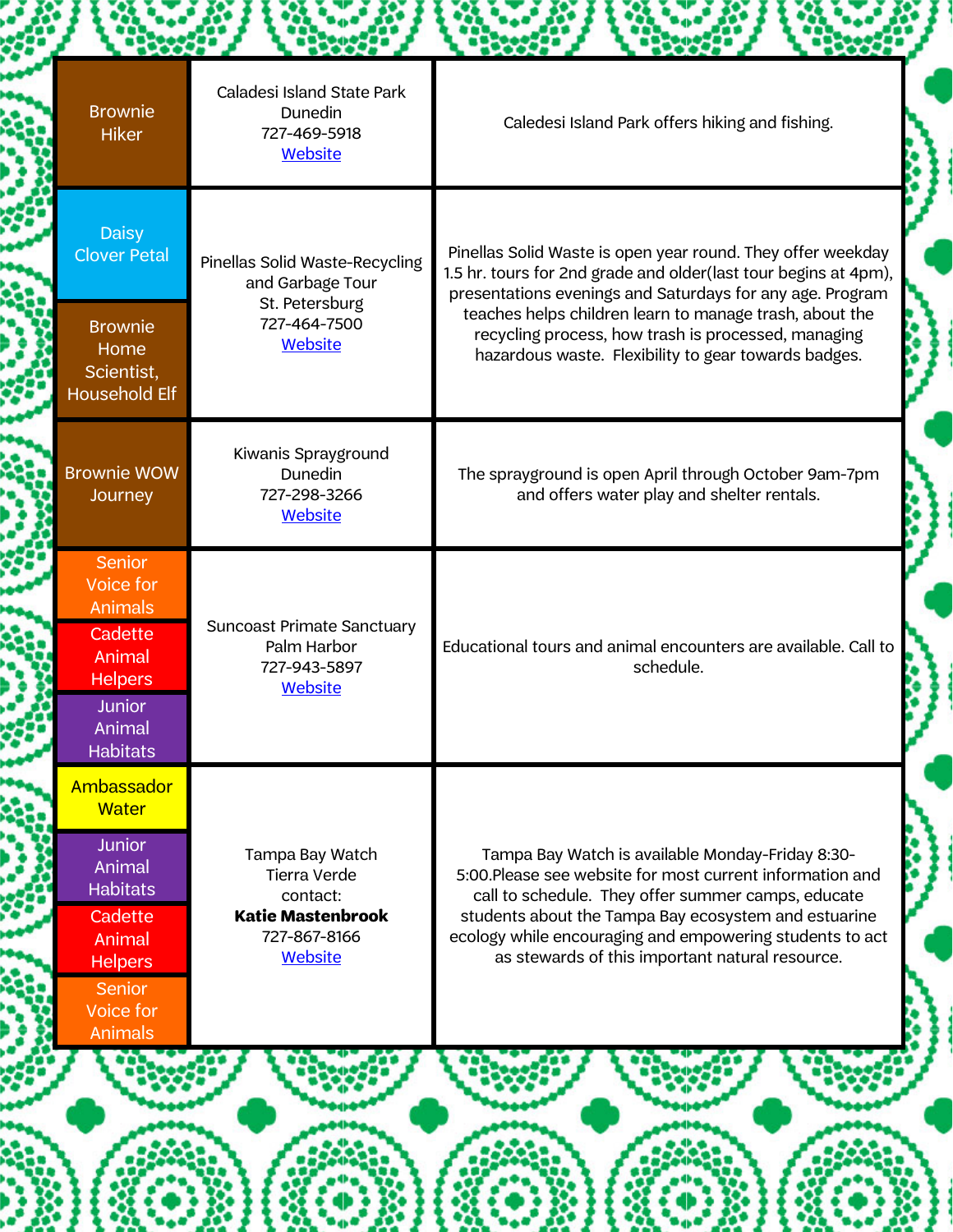| Badge | Location | Description |
|---|---|---|
| Brownie Hiker | Caladesi Island State Park<br>Dunedin<br>727-469-5918<br>Website | Caledesi Island Park offers hiking and fishing. |
| Daisy Clover Petal<br><br>Brownie Home Scientist, Household Elf | Pinellas Solid Waste-Recycling and Garbage Tour<br>St. Petersburg<br>727-464-7500<br>Website | Pinellas Solid Waste is open year round. They offer weekday 1.5 hr. tours for 2nd grade and older(last tour begins at 4pm), presentations evenings and Saturdays for any age. Program teaches helps children learn to manage trash, about the recycling process, how trash is processed, managing hazardous waste. Flexibility to gear towards badges. |
| Brownie WOW Journey | Kiwanis Sprayground<br>Dunedin<br>727-298-3266<br>Website | The sprayground is open April through October 9am-7pm and offers water play and shelter rentals. |
| Senior Voice for Animals<br><br>Cadette Animal Helpers<br><br>Junior Animal Habitats | Suncoast Primate Sanctuary<br>Palm Harbor<br>727-943-5897<br>Website | Educational tours and animal encounters are available. Call to schedule. |
| Ambassador Water<br><br>Junior Animal Habitats<br><br>Cadette Animal Helpers<br><br>Senior Voice for Animals | Tampa Bay Watch<br>Tierra Verde<br>contact:<br>**Katie Mastenbrook**<br>727-867-8166<br>Website | Tampa Bay Watch is available Monday-Friday 8:30-5:00.Please see website for most current information and call to schedule. They offer summer camps, educate students about the Tampa Bay ecosystem and estuarine ecology while encouraging and empowering students to act as stewards of this important natural resource. |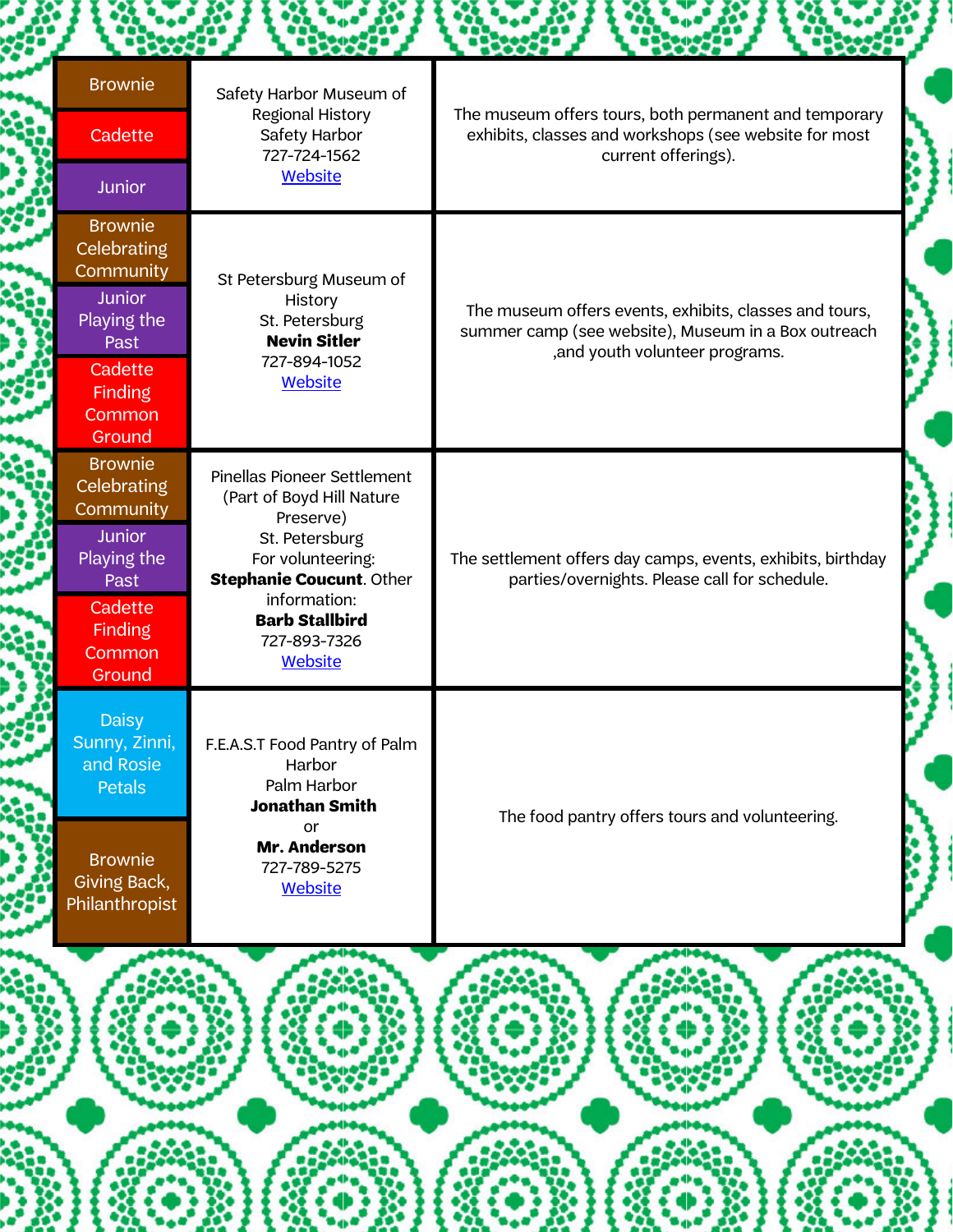| Badges | Location / Contact | Description |
|---|---|---|
| Brownie<br>Cadette<br>Junior | Safety Harbor Museum of Regional History<br>Safety Harbor<br>727-724-1562<br>Website | The museum offers tours, both permanent and temporary exhibits, classes and workshops (see website for most current offerings). |
| Brownie Celebrating Community<br>Junior Playing the Past<br>Cadette Finding Common Ground | St Petersburg Museum of History<br>St. Petersburg<br>**Nevin Sitler**<br>727-894-1052<br>Website | The museum offers events, exhibits, classes and tours, summer camp (see website), Museum in a Box outreach ,and youth volunteer programs. |
| Brownie Celebrating Community<br>Junior Playing the Past<br>Cadette Finding Common Ground | Pinellas Pioneer Settlement (Part of Boyd Hill Nature Preserve)<br>St. Petersburg<br>For volunteering: **Stephanie Coucunt**. Other information: **Barb Stallbird**<br>727-893-7326<br>Website | The settlement offers day camps, events, exhibits, birthday parties/overnights. Please call for schedule. |
| Daisy Sunny, Zinni, and Rosie Petals<br>Brownie Giving Back, Philanthropist | F.E.A.S.T Food Pantry of Palm Harbor<br>Palm Harbor<br>**Jonathan Smith**<br>or<br>**Mr. Anderson**<br>727-789-5275<br>Website | The food pantry offers tours and volunteering. |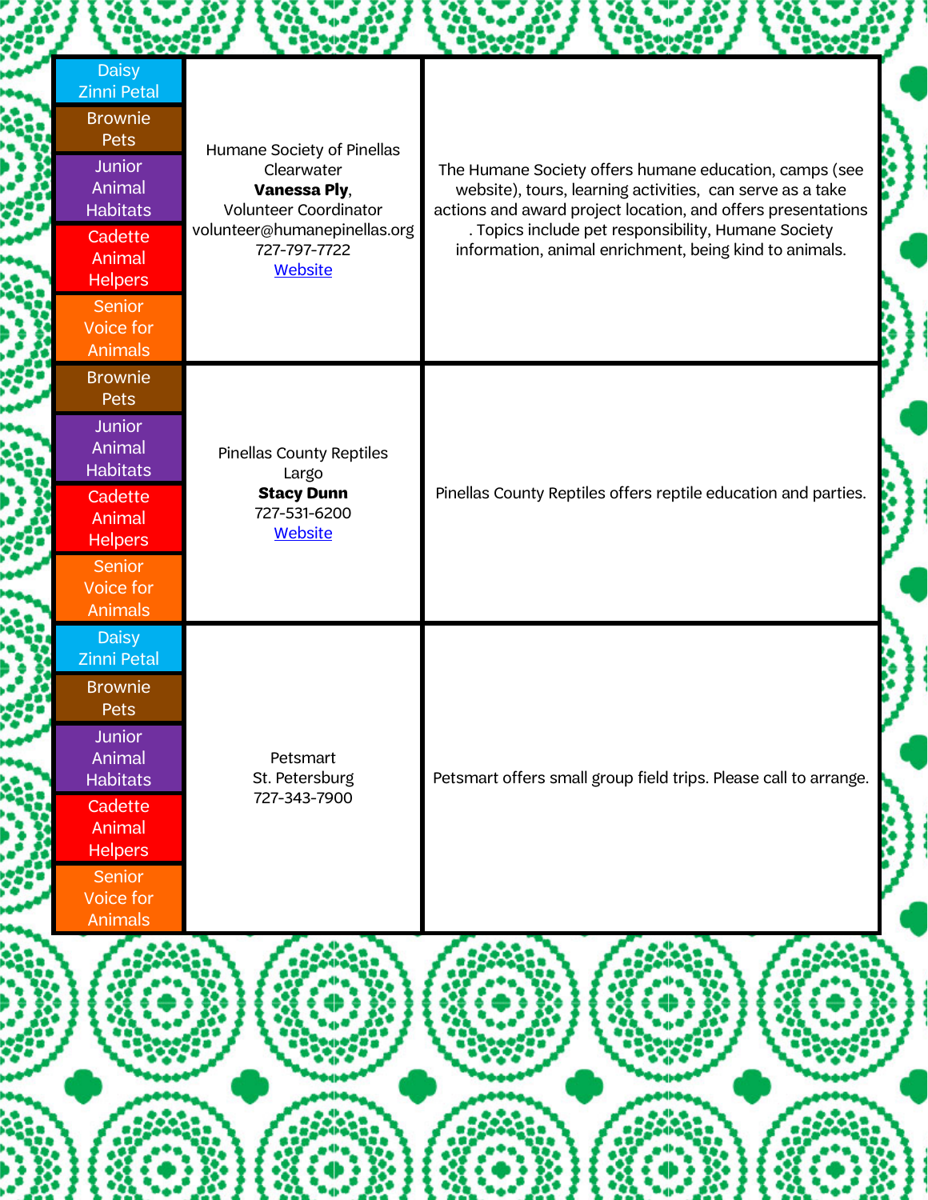| Badges | Organization | Description |
|---|---|---|
| Daisy Zinni Petal<br>Brownie Pets<br>Junior Animal Habitats<br>Cadette Animal Helpers<br>Senior Voice for Animals | Humane Society of Pinellas<br>Clearwater<br>**Vanessa Ply**,<br>Volunteer Coordinator<br>volunteer@humanepinellas.org<br>727-797-7722<br>Website | The Humane Society offers humane education, camps (see website), tours, learning activities, can serve as a take actions and award project location, and offers presentations . Topics include pet responsibility, Humane Society information, animal enrichment, being kind to animals. |
| Brownie Pets<br>Junior Animal Habitats<br>Cadette Animal Helpers<br>Senior Voice for Animals | Pinellas County Reptiles<br>Largo<br>**Stacy Dunn**<br>727-531-6200<br>Website | Pinellas County Reptiles offers reptile education and parties. |
| Daisy Zinni Petal<br>Brownie Pets<br>Junior Animal Habitats<br>Cadette Animal Helpers<br>Senior Voice for Animals | Petsmart<br>St. Petersburg<br>727-343-7900 | Petsmart offers small group field trips. Please call to arrange. |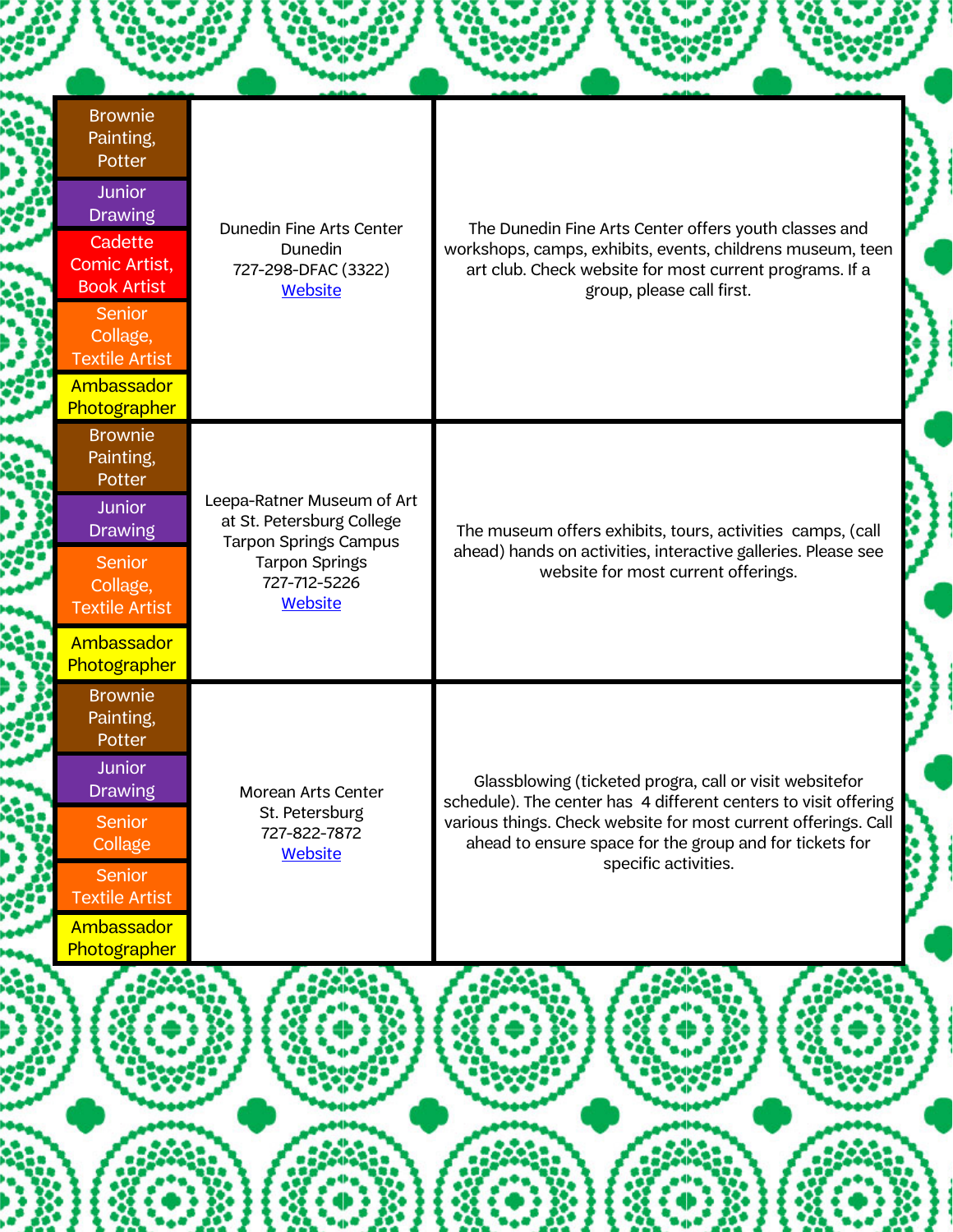| Badges | Location | Details |
|---|---|---|
| Brownie Painting, Potter<br>Junior Drawing<br>Cadette Comic Artist, Book Artist<br>Senior Collage, Textile Artist<br>Ambassador Photographer | Dunedin Fine Arts Center<br>Dunedin<br>727-298-DFAC (3322)<br>Website | The Dunedin Fine Arts Center offers youth classes and workshops, camps, exhibits, events, childrens museum, teen art club. Check website for most current programs. If a group, please call first. |
| Brownie Painting, Potter<br>Junior Drawing<br>Senior Collage, Textile Artist<br>Ambassador Photographer | Leepa-Ratner Museum of Art at St. Petersburg College Tarpon Springs Campus<br>Tarpon Springs<br>727-712-5226<br>Website | The museum offers exhibits, tours, activities camps, (call ahead) hands on activities, interactive galleries. Please see website for most current offerings. |
| Brownie Painting, Potter<br>Junior Drawing<br>Senior Collage<br>Senior Textile Artist<br>Ambassador Photographer | Morean Arts Center<br>St. Petersburg<br>727-822-7872<br>Website | Glassblowing (ticketed progra, call or visit websitefor schedule). The center has 4 different centers to visit offering various things. Check website for most current offerings. Call ahead to ensure space for the group and for tickets for specific activities. |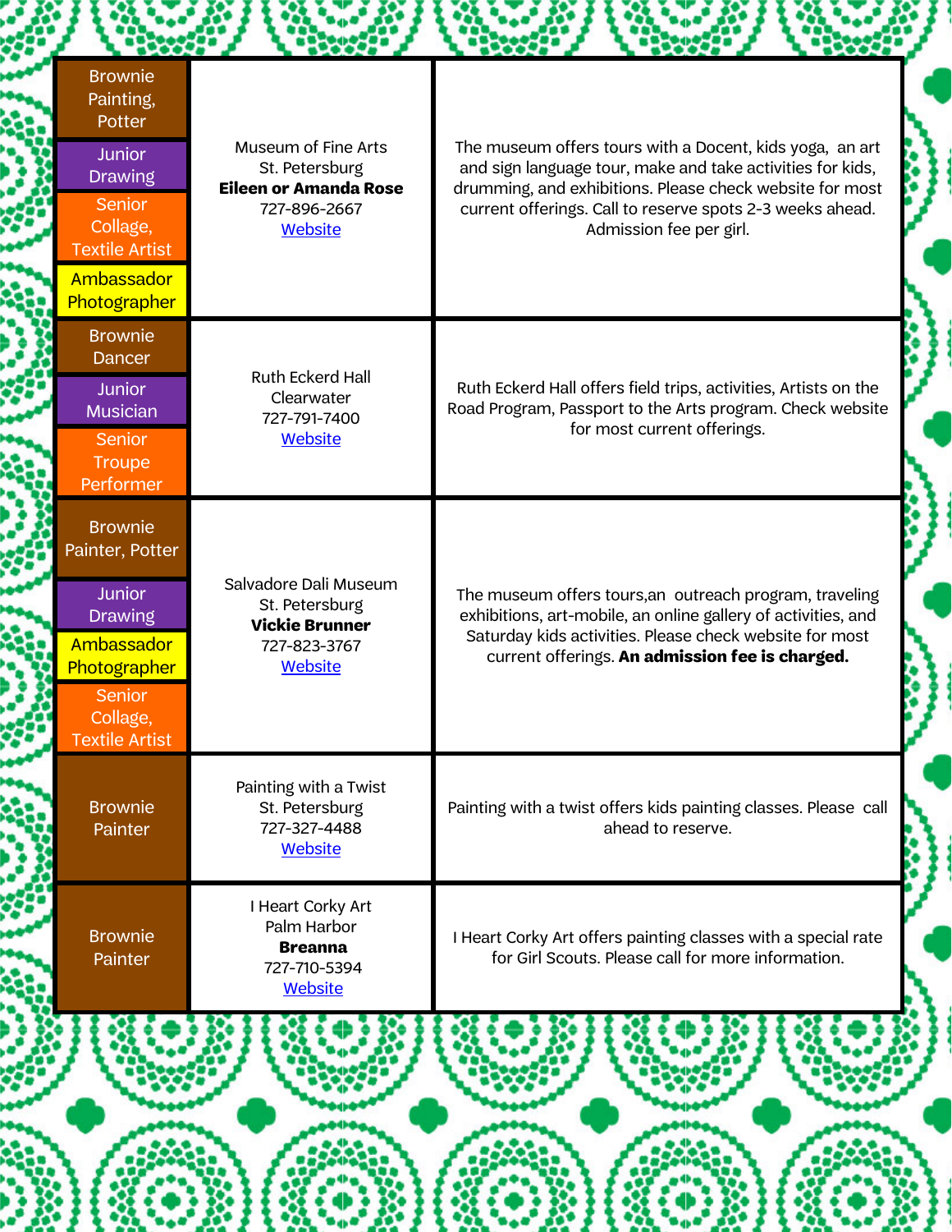| Badges | Location / Contact | Description |
| --- | --- | --- |
| Brownie Painting, Potter<br>Junior Drawing<br>Senior Collage, Textile Artist<br>Ambassador Photographer | Museum of Fine Arts<br>St. Petersburg<br>**Eileen or Amanda Rose**<br>727-896-2667<br>Website | The museum offers tours with a Docent, kids yoga, an art and sign language tour, make and take activities for kids, drumming, and exhibitions. Please check website for most current offerings. Call to reserve spots 2-3 weeks ahead. Admission fee per girl. |
| Brownie Dancer<br>Junior Musician<br>Senior Troupe Performer | Ruth Eckerd Hall<br>Clearwater<br>727-791-7400<br>Website | Ruth Eckerd Hall offers field trips, activities, Artists on the Road Program, Passport to the Arts program. Check website for most current offerings. |
| Brownie Painter, Potter<br>Junior Drawing<br>Ambassador Photographer<br>Senior Collage, Textile Artist | Salvadore Dali Museum<br>St. Petersburg<br>**Vickie Brunner**<br>727-823-3767<br>Website | The museum offers tours,an outreach program, traveling exhibitions, art-mobile, an online gallery of activities, and Saturday kids activities. Please check website for most current offerings. **An admission fee is charged.** |
| Brownie Painter | Painting with a Twist<br>St. Petersburg<br>727-327-4488<br>Website | Painting with a twist offers kids painting classes. Please call ahead to reserve. |
| Brownie Painter | I Heart Corky Art<br>Palm Harbor<br>**Breanna**<br>727-710-5394<br>Website | I Heart Corky Art offers painting classes with a special rate for Girl Scouts. Please call for more information. |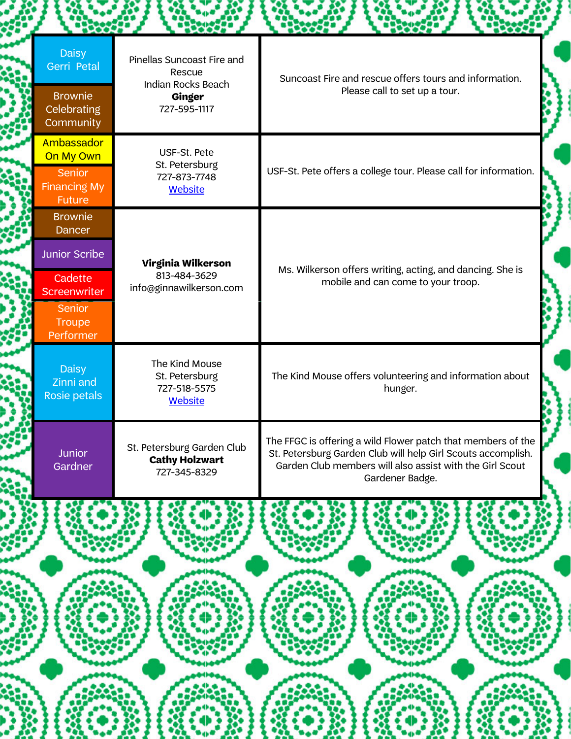| | | |
|---|---|---|
| Daisy Gerri Petal<br>Brownie Celebrating Community | Pinellas Suncoast Fire and Rescue<br>Indian Rocks Beach<br>**Ginger**<br>727-595-1117 | Suncoast Fire and rescue offers tours and information. Please call to set up a tour. |
| Ambassador On My Own<br>Senior Financing My Future | USF-St. Pete<br>St. Petersburg<br>727-873-7748<br>Website | USF-St. Pete offers a college tour. Please call for information. |
| Brownie Dancer<br>Junior Scribe<br>Cadette Screenwriter<br>Senior Troupe Performer | **Virginia Wilkerson**<br>813-484-3629<br>info@ginnawilkerson.com | Ms. Wilkerson offers writing, acting, and dancing. She is mobile and can come to your troop. |
| Daisy Zinni and Rosie petals | The Kind Mouse<br>St. Petersburg<br>727-518-5575<br>Website | The Kind Mouse offers volunteering and information about hunger. |
| Junior Gardner | St. Petersburg Garden Club<br>**Cathy Holzwart**<br>727-345-8329 | The FFGC is offering a wild Flower patch that members of the St. Petersburg Garden Club will help Girl Scouts accomplish. Garden Club members will also assist with the Girl Scout Gardener Badge. |